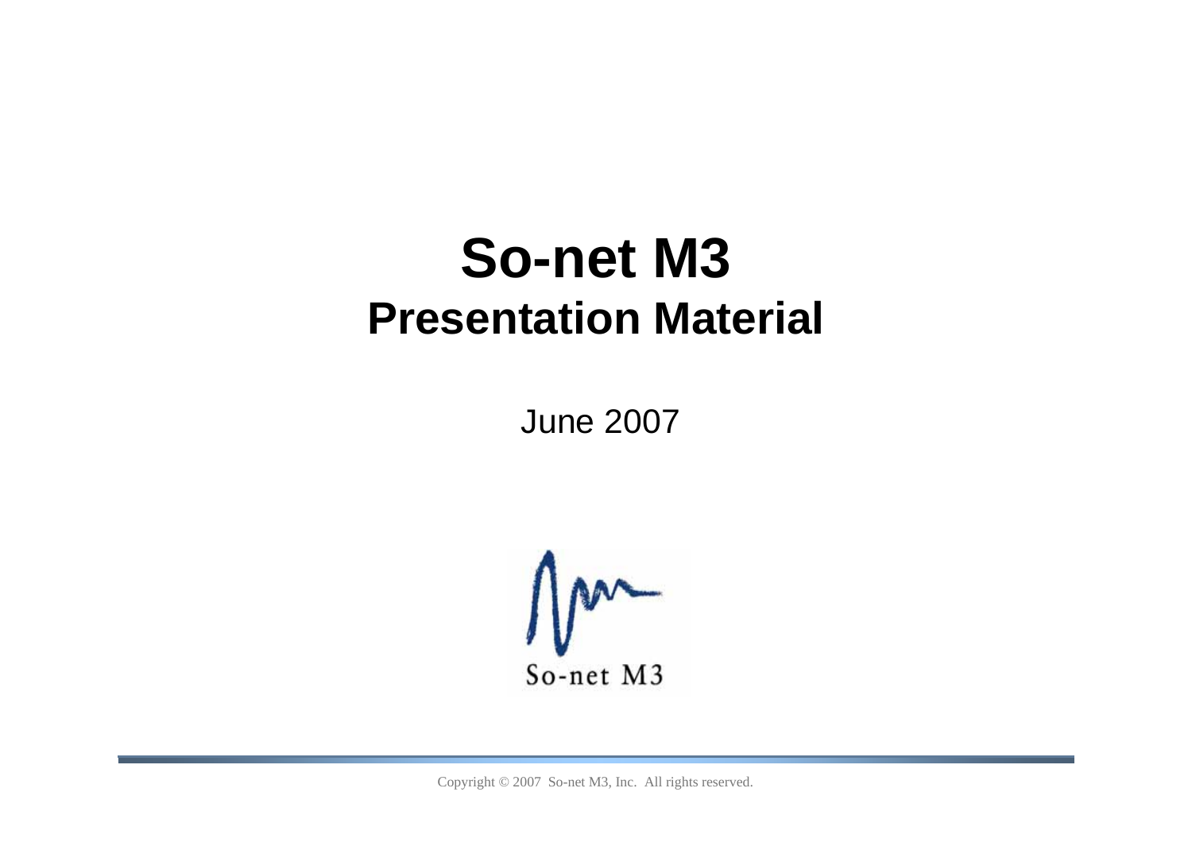# So-net M3
## Presentation Material

June 2007

So-net M3

Copyright © 2007 So-net M3, Inc. All rights reserved.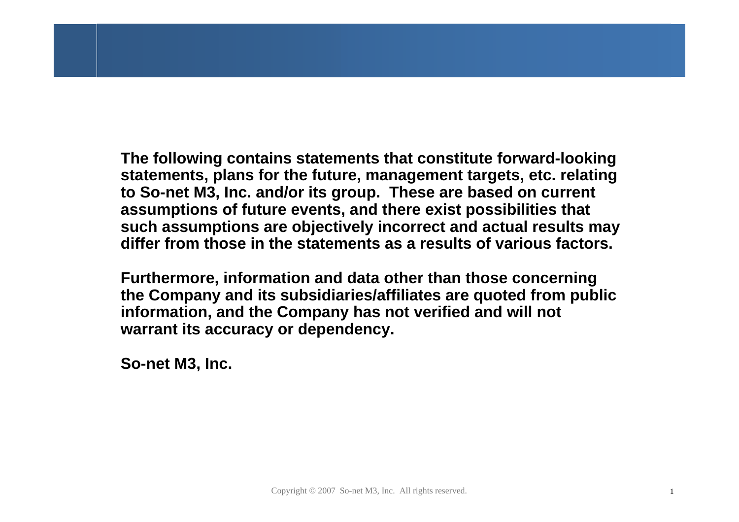**The following contains statements that constitute forward-looking statements, plans for the future, management targets, etc. relating to So-net M3, Inc. and/or its group. These are based on current assumptions of future events, and there exist possibilities that such assumptions are objectively incorrect and actual results may differ from those in the statements as a results of various factors.**

**Furthermore, information and data other than those concerning the Company and its subsidiaries/affiliates are quoted from public information, and the Company has not verified and will not warrant its accuracy or dependency.**

**So-net M3, Inc.**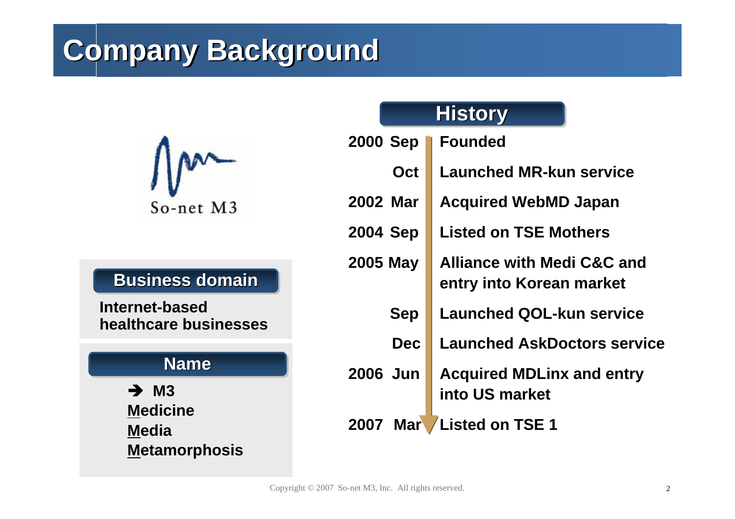# Company Background

So-net M3

## Business domain

Internet-based healthcare businesses

## Name

➔ M3

**M**edicine
**M**edia
**M**etamorphosis

## History

| | |
|---|---|
| 2000 Sep | Founded |
| Oct | Launched MR-kun service |
| 2002 Mar | Acquired WebMD Japan |
| 2004 Sep | Listed on TSE Mothers |
| 2005 May | Alliance with Medi C&C and entry into Korean market |
| Sep | Launched QOL-kun service |
| Dec | Launched AskDoctors service |
| 2006 Jun | Acquired MDLinx and entry into US market |
| 2007 Mar | Listed on TSE 1 |

Copyright © 2007 So-net M3, Inc. All rights reserved.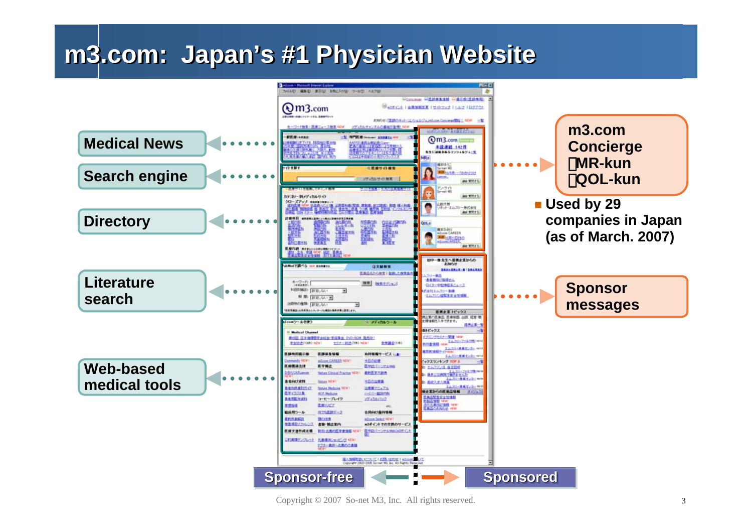# m3.com: Japan's #1 Physician Website

- Medical News
- Search engine
- Directory
- Literature search
- Web-based medical tools

m3.com Concierge
・MR-kun
・QOL-kun

- Used by 29 companies in Japan (as of March. 2007)

Sponsor messages

Sponsor-free | Sponsored

Copyright © 2007 So-net M3, Inc. All rights reserved.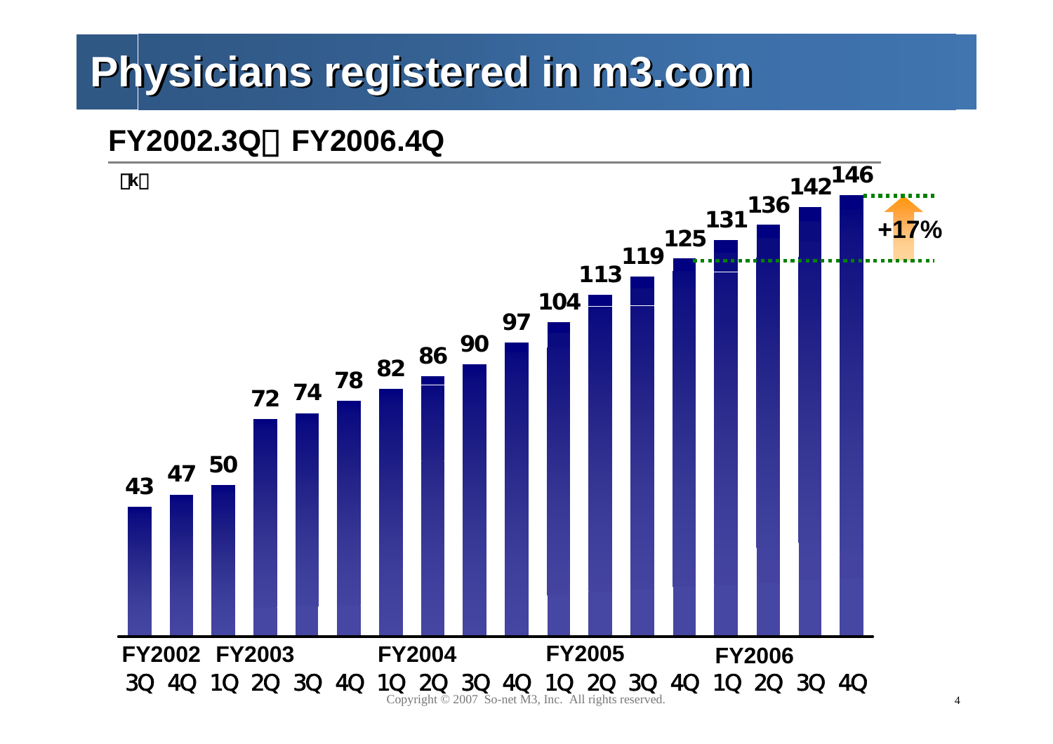# Physicians registered in m3.com

## FY2002.3Q～FY2006.4Q

（k）

| Fiscal Year | Quarter | Physicians (k) |
|---|---|---|
| FY2002 | 3Q | 43 |
| | 4Q | 47 |
| FY2003 | 1Q | 50 |
| | 2Q | 72 |
| | 3Q | 74 |
| | 4Q | 78 |
| FY2004 | 1Q | 82 |
| | 2Q | 86 |
| | 3Q | 90 |
| | 4Q | 97 |
| FY2005 | 1Q | 104 |
| | 2Q | 113 |
| | 3Q | 119 |
| | 4Q | 125 |
| FY2006 | 1Q | 131 |
| | 2Q | 136 |
| | 3Q | 142 |
| | 4Q | 146 |

+17%

Copyright © 2007 So-net M3, Inc. All rights reserved.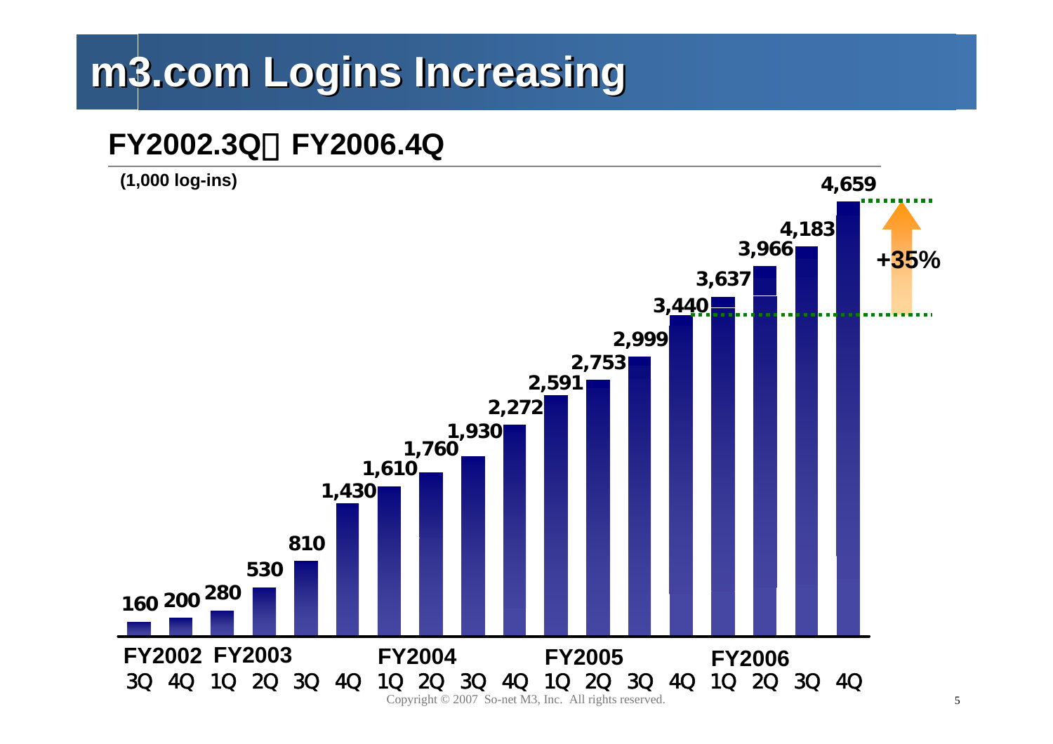# m3.com Logins Increasing

## FY2002.3Q～FY2006.4Q

(1,000 log-ins)

| Fiscal Year | Quarter | Log-ins |
|---|---|---|
| FY2002 | 3Q | 160 |
| | 4Q | 200 |
| FY2003 | 1Q | 280 |
| | 2Q | 530 |
| | 3Q | 810 |
| | 4Q | 1,430 |
| FY2004 | 1Q | 1,610 |
| | 2Q | 1,760 |
| | 3Q | 1,930 |
| | 4Q | 2,272 |
| FY2005 | 1Q | 2,591 |
| | 2Q | 2,753 |
| | 3Q | 2,999 |
| | 4Q | 3,440 |
| FY2006 | 1Q | 3,637 |
| | 2Q | 3,966 |
| | 3Q | 4,183 |
| | 4Q | 4,659 |

+35%

Copyright © 2007 So-net M3, Inc. All rights reserved.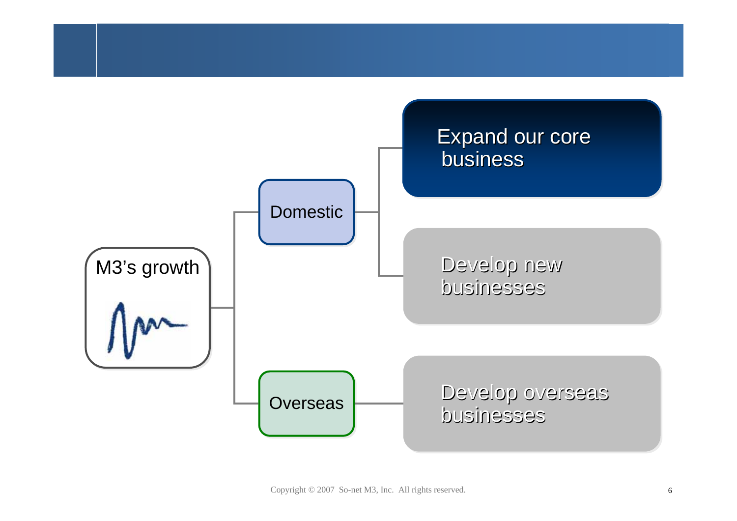- M3's growth
  - Domestic
    - Expand our core business
    - Develop new businesses
  - Overseas
    - Develop overseas businesses

Copyright © 2007 So-net M3, Inc. All rights reserved.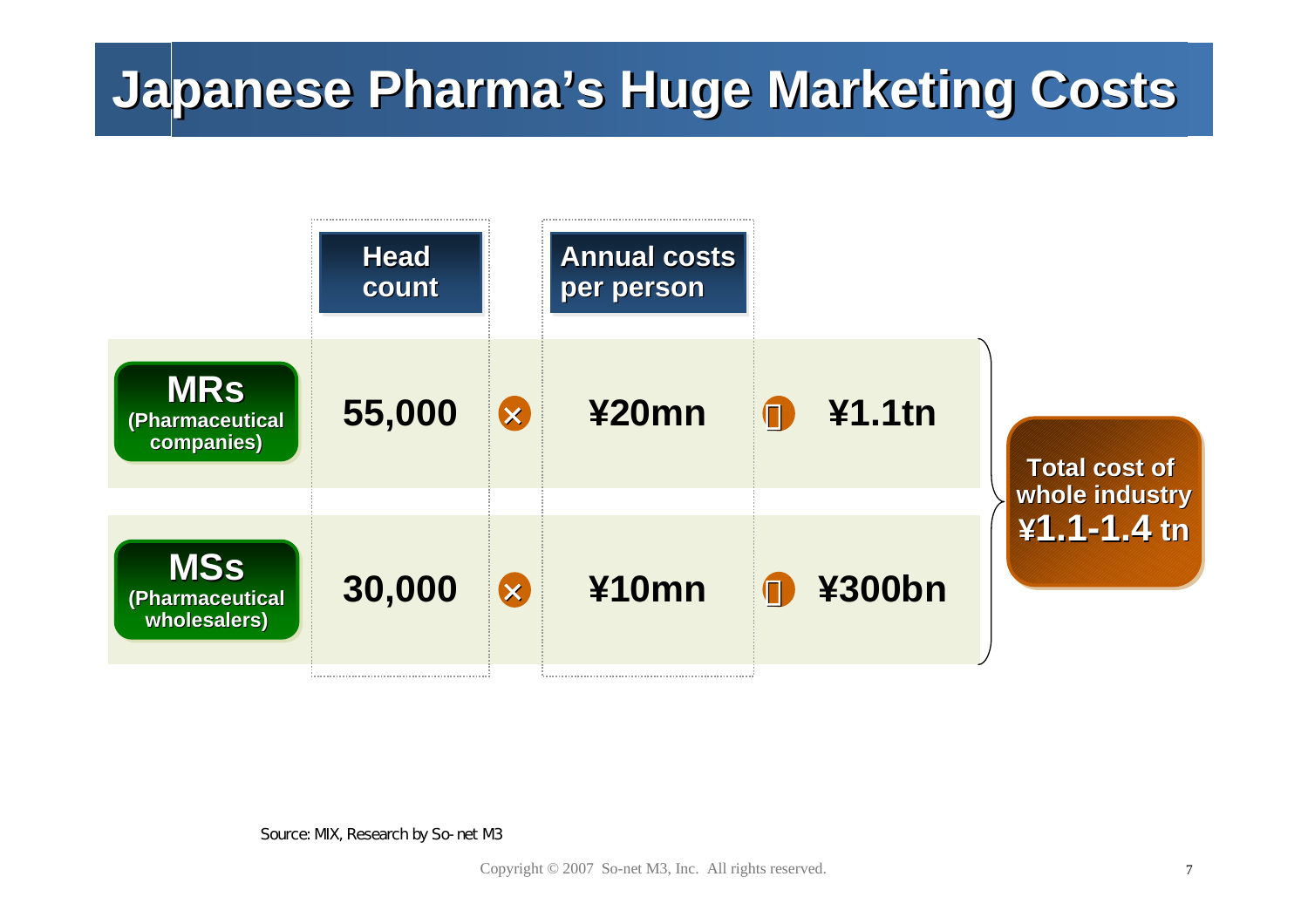# Japanese Pharma's Huge Marketing Costs

| | Head count | | Annual costs per person | | |
|---|---|---|---|---|---|
| **MRs** (Pharmaceutical companies) | 55,000 | × | ¥20mn | = | ¥1.1tn |
| **MSs** (Pharmaceutical wholesalers) | 30,000 | × | ¥10mn | = | ¥300bn |

**Total cost of whole industry ¥1.1-1.4 tn**

Source: MIX, Research by So-net M3

Copyright © 2007 So-net M3, Inc. All rights reserved.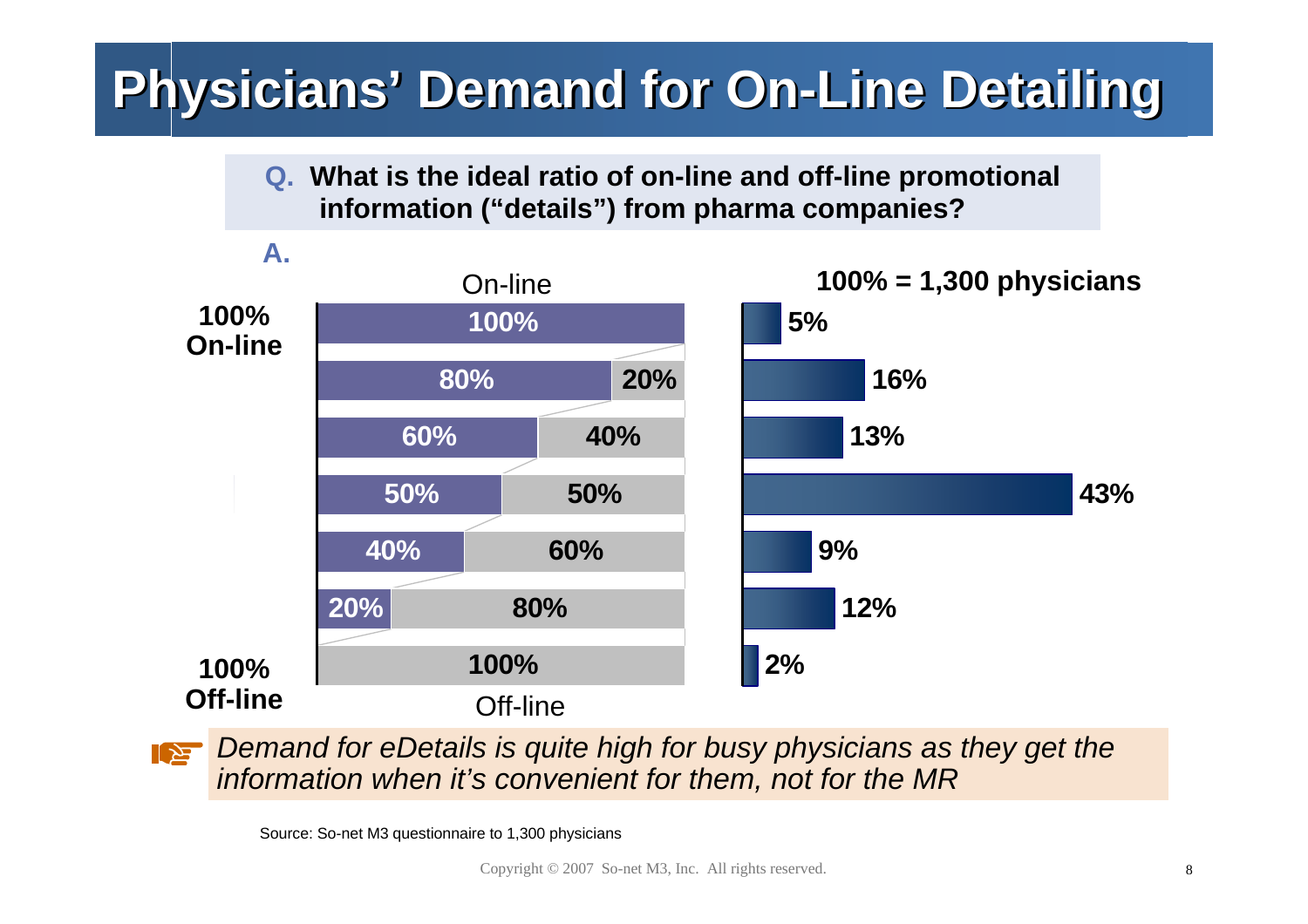# Physicians' Demand for On-Line Detailing

**Q. What is the ideal ratio of on-line and off-line promotional information ("details") from pharma companies?**

**A.**

**100% = 1,300 physicians**

| | On-line | Off-line | Physicians |
|---|---|---|---|
| **100% On-line** | 100% | | 5% |
| | 80% | 20% | 16% |
| | 60% | 40% | 13% |
| | 50% | 50% | 43% |
| | 40% | 60% | 9% |
| | 20% | 80% | 12% |
| **100% Off-line** | | 100% | 2% |

*Demand for eDetails is quite high for busy physicians as they get the information when it's convenient for them, not for the MR*

Source: So-net M3 questionnaire to 1,300 physicians

Copyright © 2007 So-net M3, Inc. All rights reserved.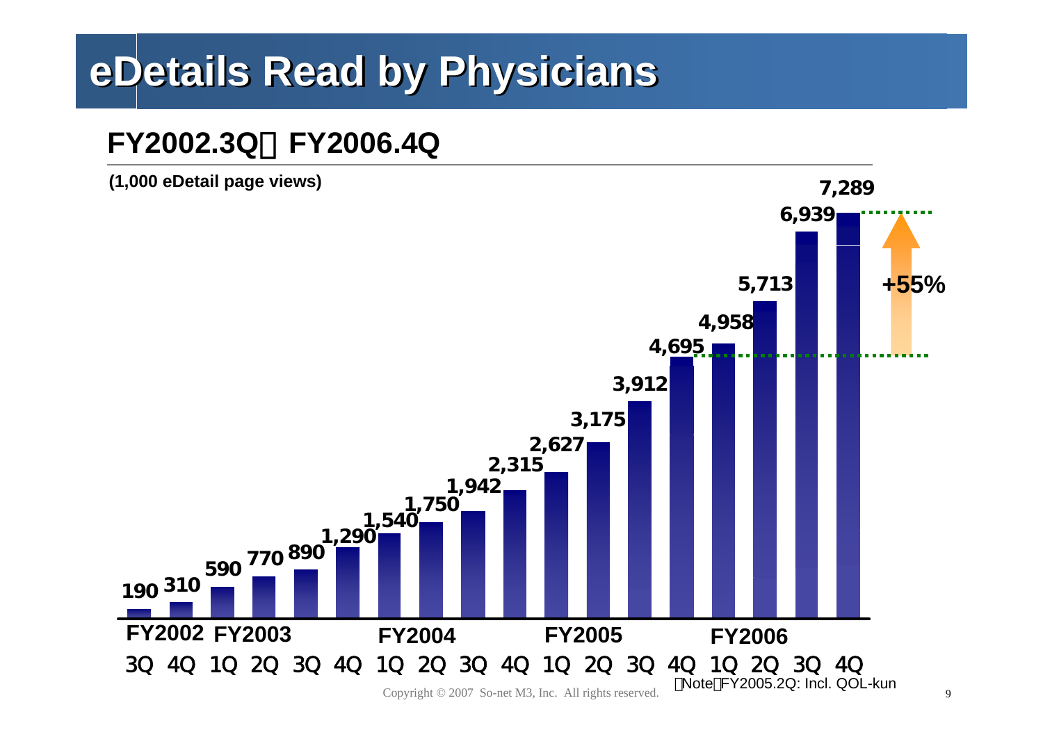# eDetails Read by Physicians

## FY2002.3Q－FY2006.4Q

(1,000 eDetail page views)

| Fiscal Year | Quarter | eDetail page views (1,000) |
|---|---|---|
| FY2002 | 3Q | 190 |
| FY2002 | 4Q | 310 |
| FY2003 | 1Q | 590 |
| FY2003 | 2Q | 770 |
| FY2003 | 3Q | 890 |
| FY2003 | 4Q | 1,290 |
| FY2004 | 1Q | 1,540 |
| FY2004 | 2Q | 1,750 |
| FY2004 | 3Q | 1,942 |
| FY2004 | 4Q | 2,315 |
| FY2005 | 1Q | 2,627 |
| FY2005 | 2Q | 3,175 |
| FY2005 | 3Q | 3,912 |
| FY2005 | 4Q | 4,695 |
| FY2006 | 1Q | 4,958 |
| FY2006 | 2Q | 5,713 |
| FY2006 | 3Q | 6,939 |
| FY2006 | 4Q | 7,289 |

+55%

（Note）FY2005.2Q: Incl. QOL-kun

Copyright © 2007 So-net M3, Inc. All rights reserved.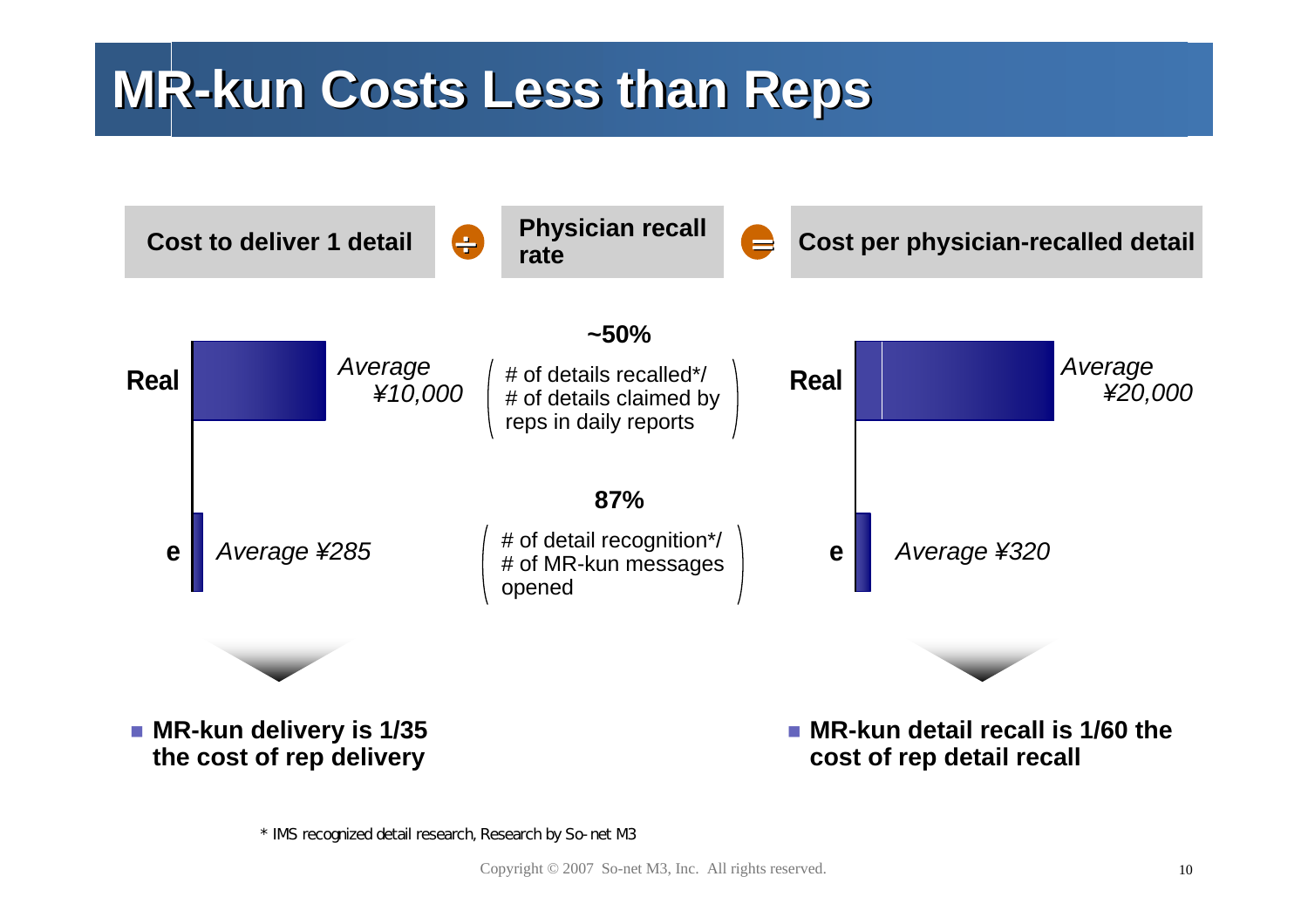# MR-kun Costs Less than Reps

**Cost to deliver 1 detail** ÷ **Physician recall rate** = **Cost per physician-recalled detail**

| | Cost to deliver 1 detail | Physician recall rate | Cost per physician-recalled detail |
|---|---|---|---|
| **Real** | *Average ¥10,000* | **~50%** (# of details recalled*/ # of details claimed by reps in daily reports) | *Average ¥20,000* |
| **e** | *Average ¥285* | **87%** (# of detail recognition*/ # of MR-kun messages opened) | *Average ¥320* |

- **MR-kun delivery is 1/35 the cost of rep delivery**
- **MR-kun detail recall is 1/60 the cost of rep detail recall**

\* IMS recognized detail research, Research by So-net M3

Copyright © 2007 So-net M3, Inc. All rights reserved.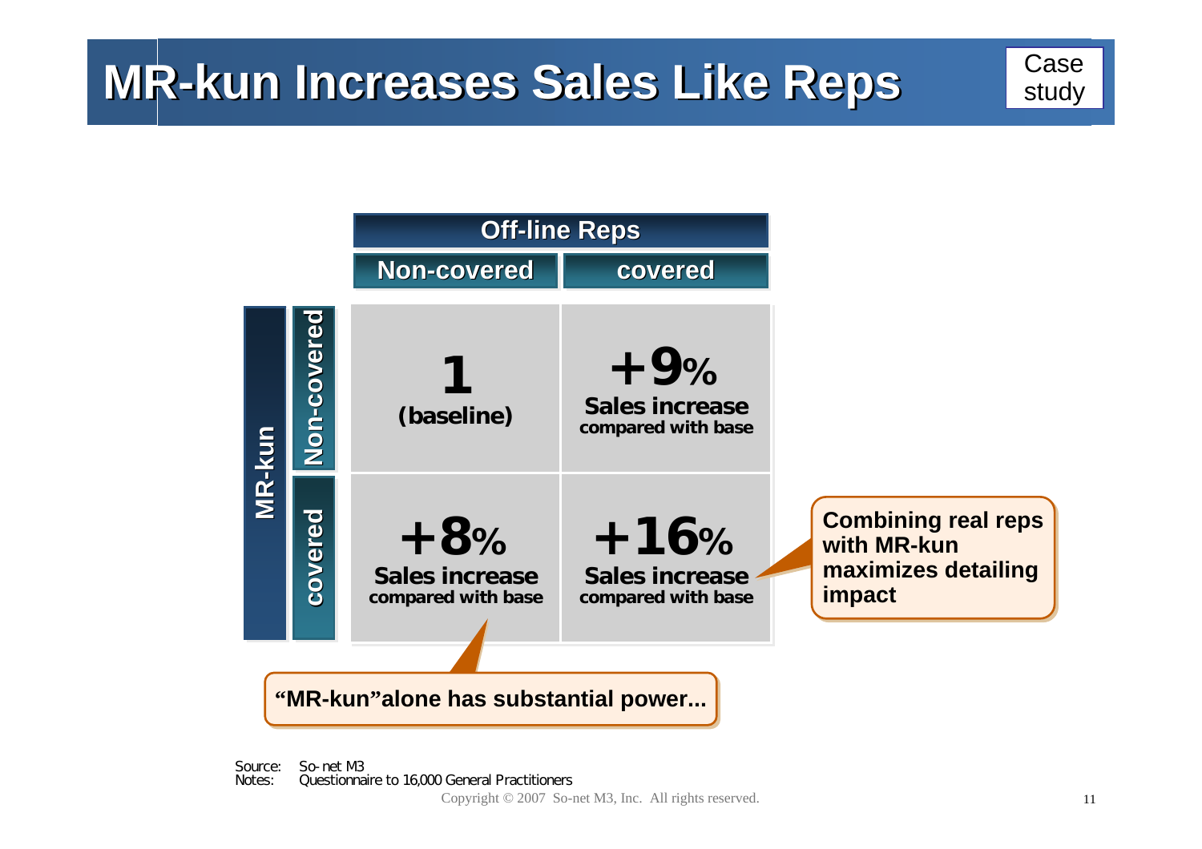# MR-kun Increases Sales Like Reps

Case study

| | | Off-line Reps | |
|---|---|---|---|
| | | Non-covered | covered |
| MR-kun | Non-covered | **1** (baseline) | **+9%** Sales increase compared with base |
| | covered | **+8%** Sales increase compared with base | **+16%** Sales increase compared with base |

**Combining real reps with MR-kun maximizes detailing impact**

**"MR-kun"alone has substantial power...**

Source: So-net M3
Notes: Questionnaire to 16,000 General Practitioners

Copyright © 2007 So-net M3, Inc. All rights reserved.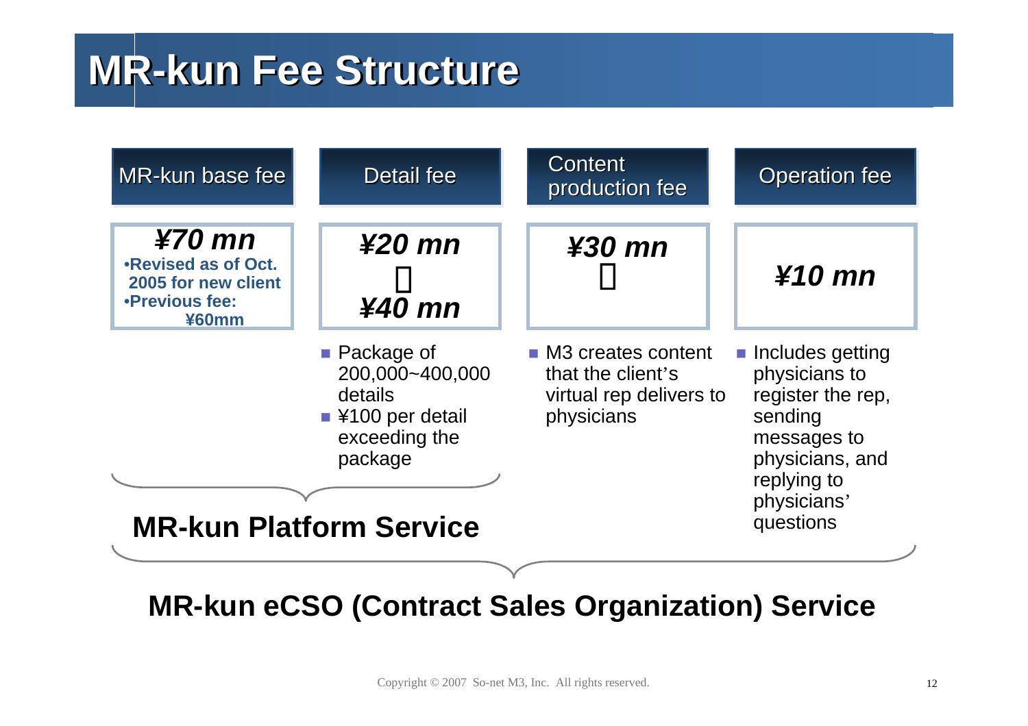# MR-kun Fee Structure

| MR-kun base fee | Detail fee | Content production fee | Operation fee |
|---|---|---|---|
| ***¥70 mn***<br>•Revised as of Oct. 2005 for new client<br>•Previous fee: ¥60mm | ***¥20 mn***<br>～<br>***¥40 mn*** | ***¥30 mn***<br>～ | ***¥10 mn*** |
| | ■ Package of 200,000~400,000 details<br>■ ¥100 per detail exceeding the package | ■ M3 creates content that the client's virtual rep delivers to physicians | ■ Includes getting physicians to register the rep, sending messages to physicians, and replying to physicians' questions |

**MR-kun Platform Service** (MR-kun base fee + Detail fee)

**MR-kun eCSO (Contract Sales Organization) Service** (all fees)

Copyright © 2007 So-net M3, Inc. All rights reserved.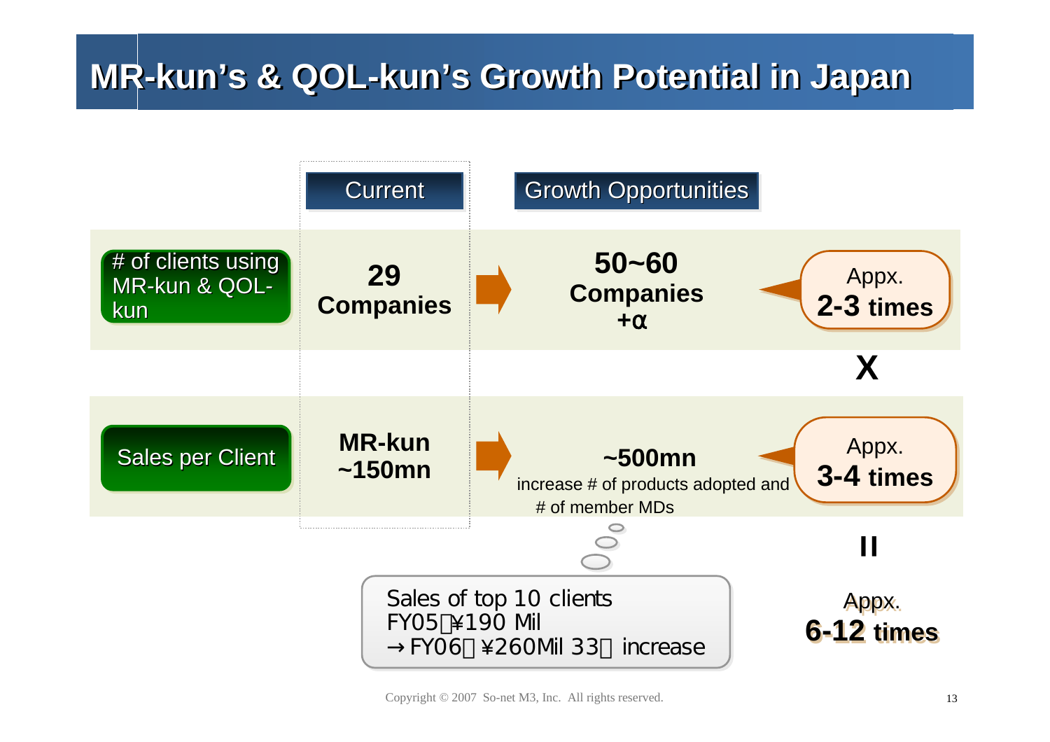# MR-kun's & QOL-kun's Growth Potential in Japan

| | Current | Growth Opportunities | |
|---|---|---|---|
| # of clients using MR-kun & QOL-kun | **29 Companies** | **50~60 Companies +α** | Appx. **2-3 times** |
| | | | **X** |
| Sales per Client | **MR-kun ~150mn** | **~500mn** increase # of products adopted and # of member MDs | Appx. **3-4 times** |
| | | | **=** |
| | | | Appx. **6-12 times** |

Sales of top 10 clients
FY05：¥190 Mil
→FY06：¥260Mil 33％ increase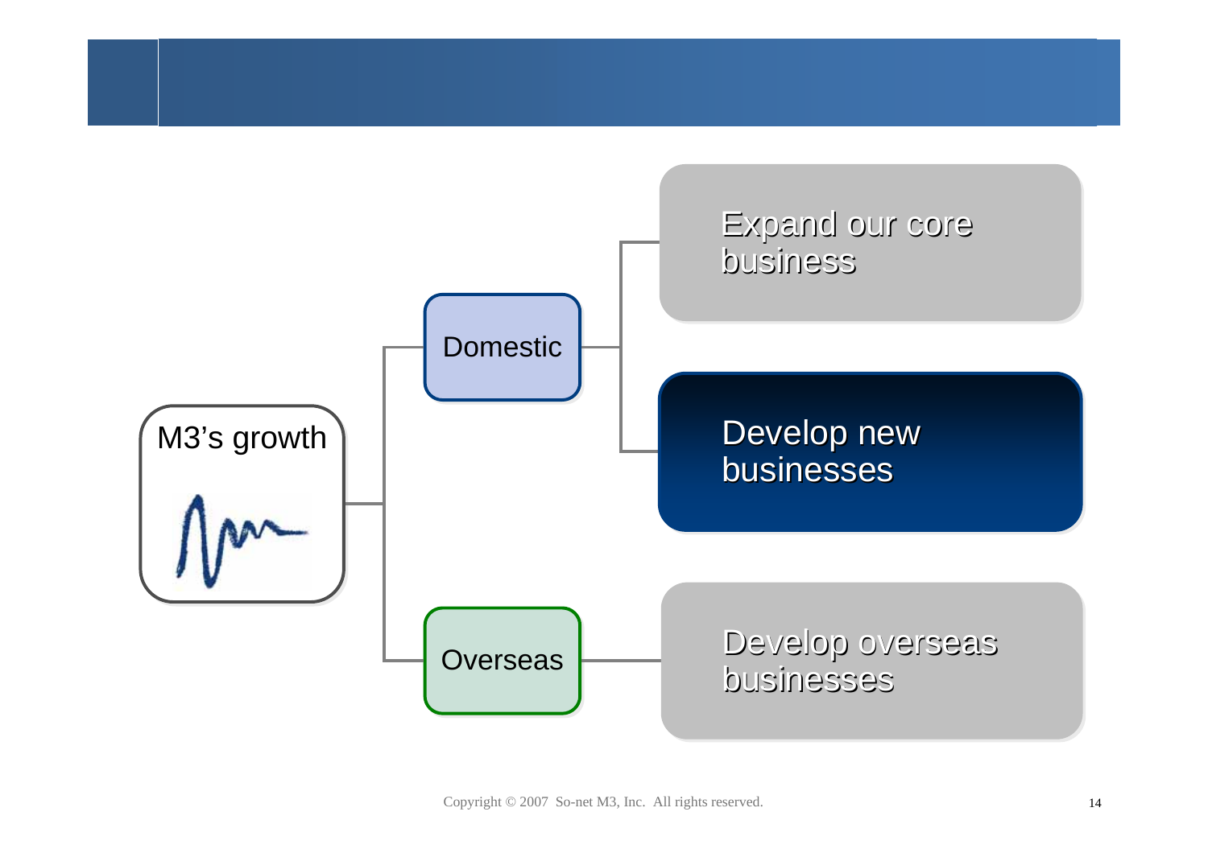M3's growth

- Domestic
  - Expand our core business
  - Develop new businesses
- Overseas
  - Develop overseas businesses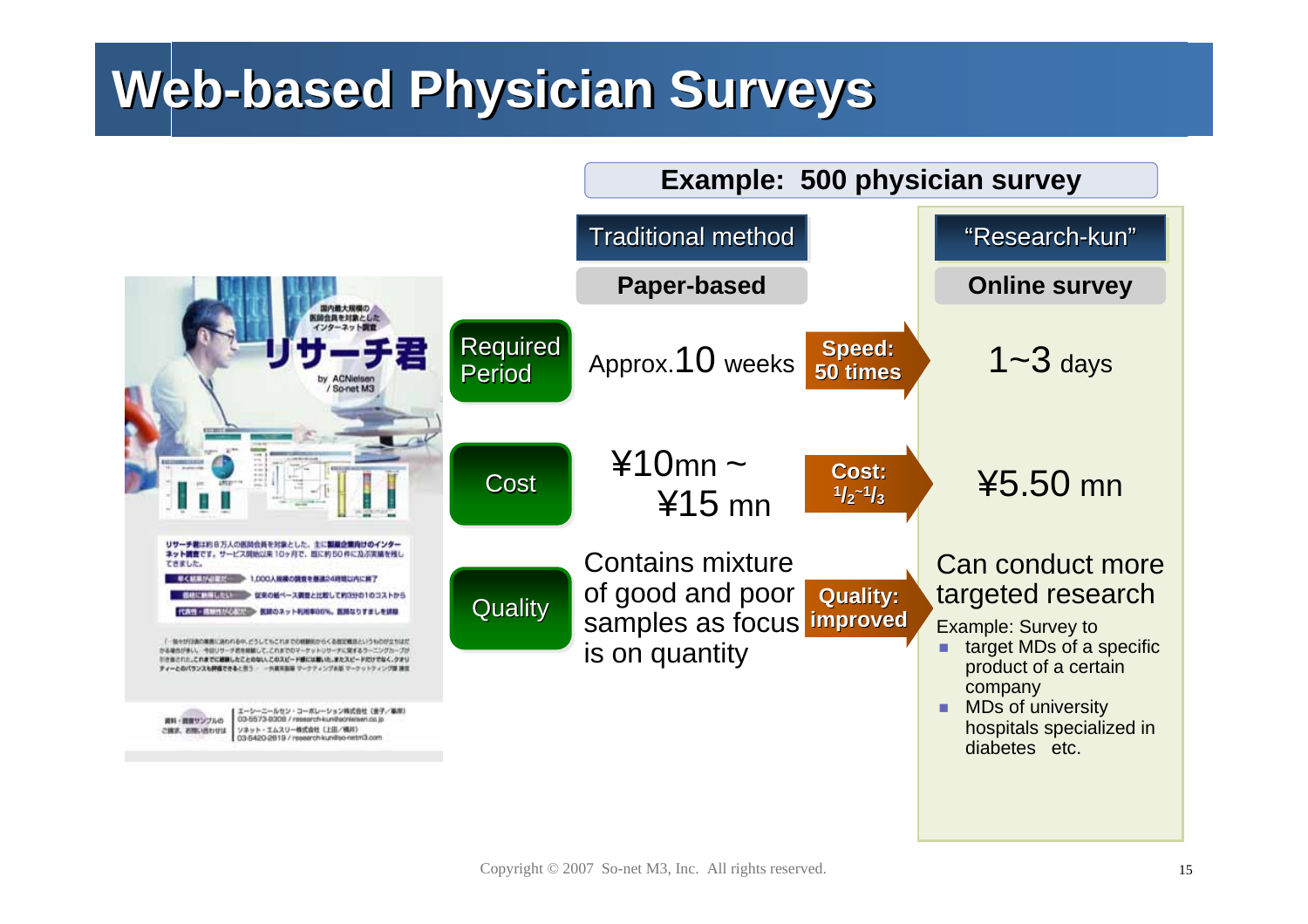# Web-based Physician Surveys

**Example: 500 physician survey**

| | Traditional method | | "Research-kun" |
|---|---|---|---|
| | **Paper-based** | | **Online survey** |
| Required Period | Approx.10 weeks | **Speed: 50 times** | 1~3 days |
| Cost | ¥10mn ~ ¥15 mn | **Cost: $^1/_2$~$^1/_3$** | ¥5.50 mn |
| Quality | Contains mixture of good and poor samples as focus is on quantity | **Quality: improved** | Can conduct more targeted research<br>Example: Survey to<br>- target MDs of a specific product of a certain company<br>- MDs of university hospitals specialized in diabetes etc. |

Copyright © 2007 So-net M3, Inc. All rights reserved.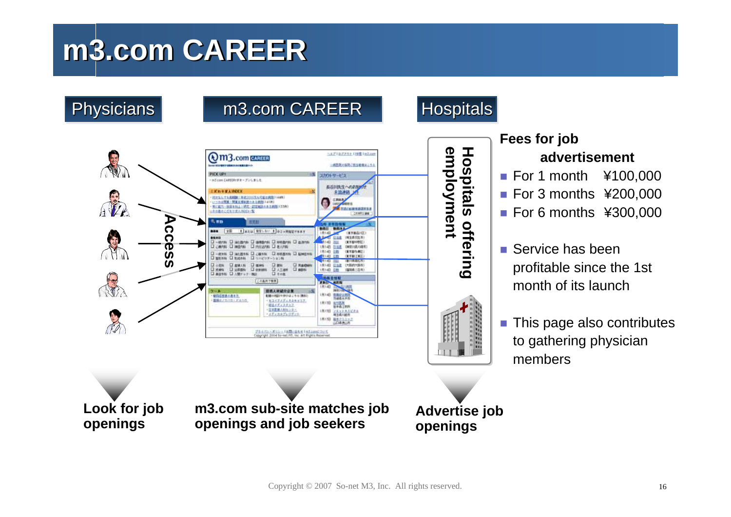# m3.com CAREER

Physicians

m3.com CAREER

Hospitals

Access

Hospitals offering employment

Look for job openings

m3.com sub-site matches job openings and job seekers

Advertise job openings

**Fees for job advertisement**

- For 1 month ¥100,000
- For 3 months ¥200,000
- For 6 months ¥300,000

- Service has been profitable since the 1st month of its launch
- This page also contributes to gathering physician members

Copyright © 2007 So-net M3, Inc. All rights reserved.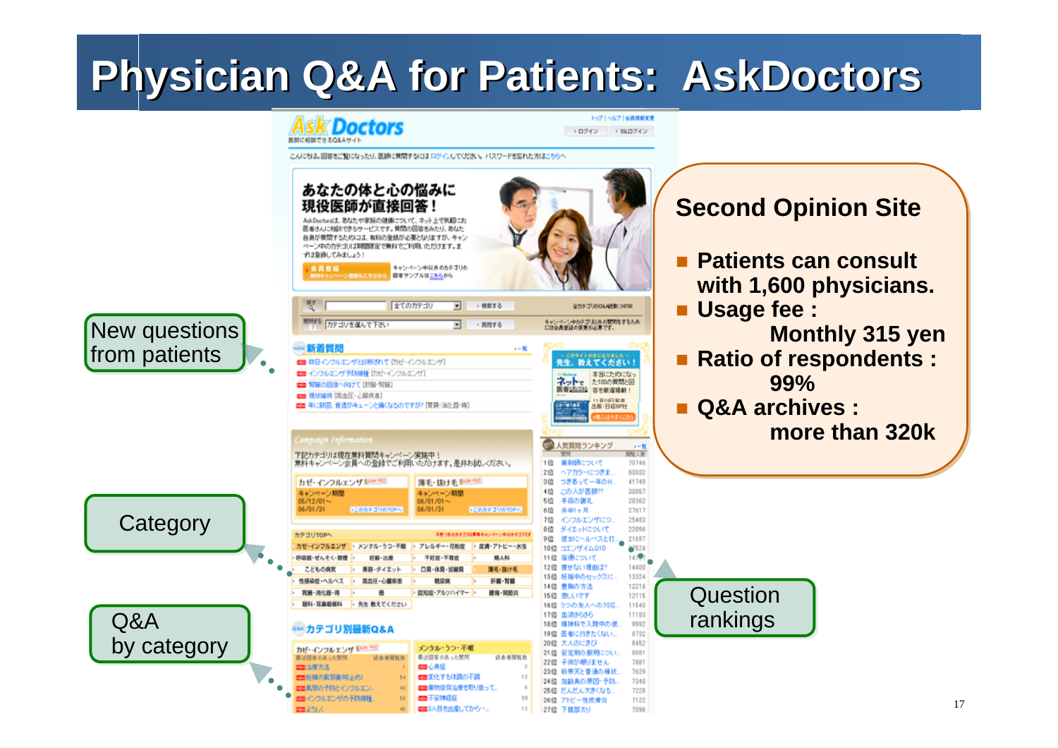# Physician Q&A for Patients: AskDoctors

**Second Opinion Site**

- **Patients can consult with 1,600 physicians.**
- **Usage fee : Monthly 315 yen**
- **Ratio of respondents : 99%**
- **Q&A archives : more than 320k**

New questions from patients

Category

Q&A by category

Question rankings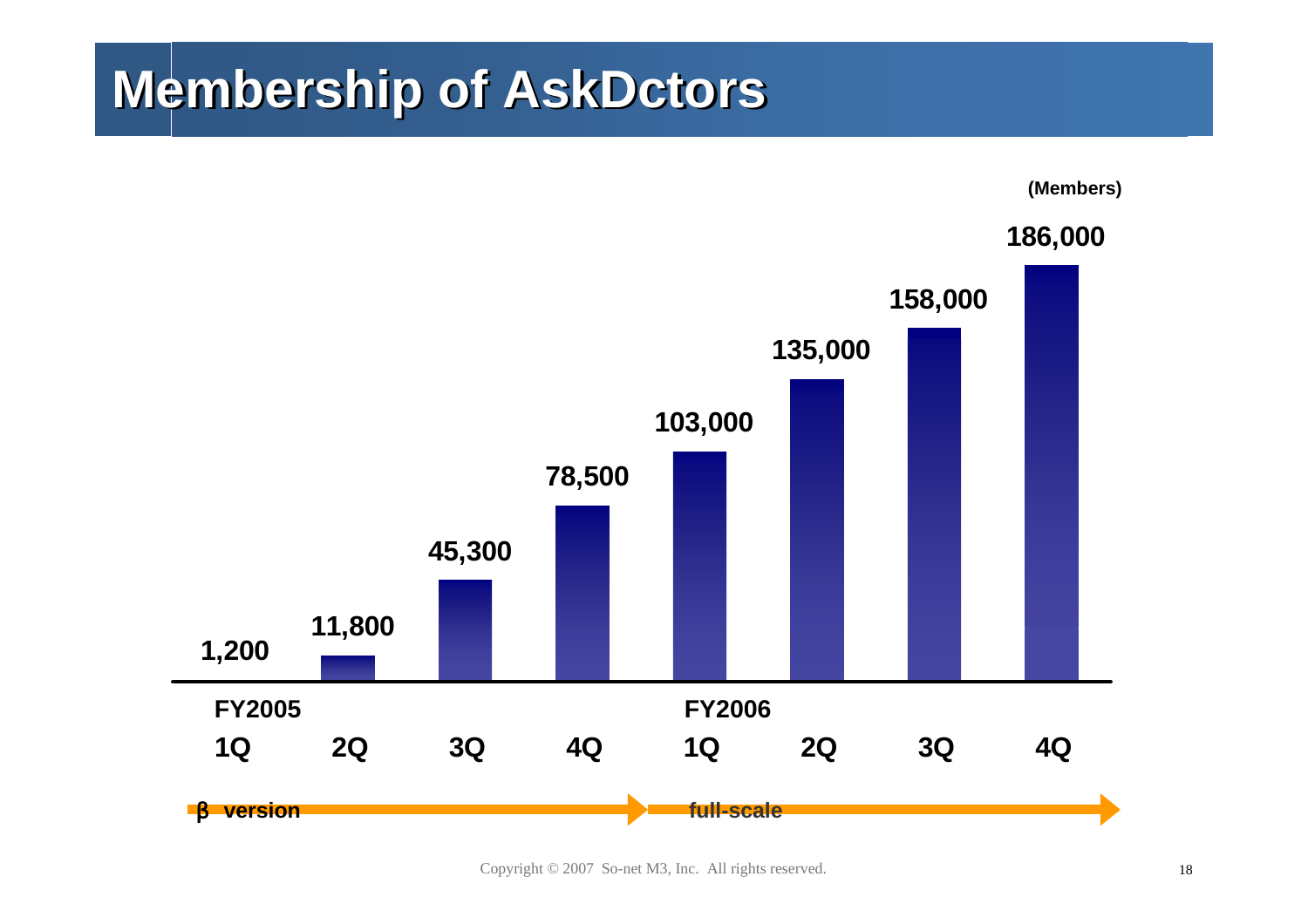# Membership of AskDctors

(Members)

| | FY2005 1Q | 2Q | 3Q | 4Q | FY2006 1Q | 2Q | 3Q | 4Q |
|---|---|---|---|---|---|---|---|---|
| Members | 1,200 | 11,800 | 45,300 | 78,500 | 103,000 | 135,000 | 158,000 | 186,000 |

β version → full-scale →

Copyright © 2007 So-net M3, Inc. All rights reserved.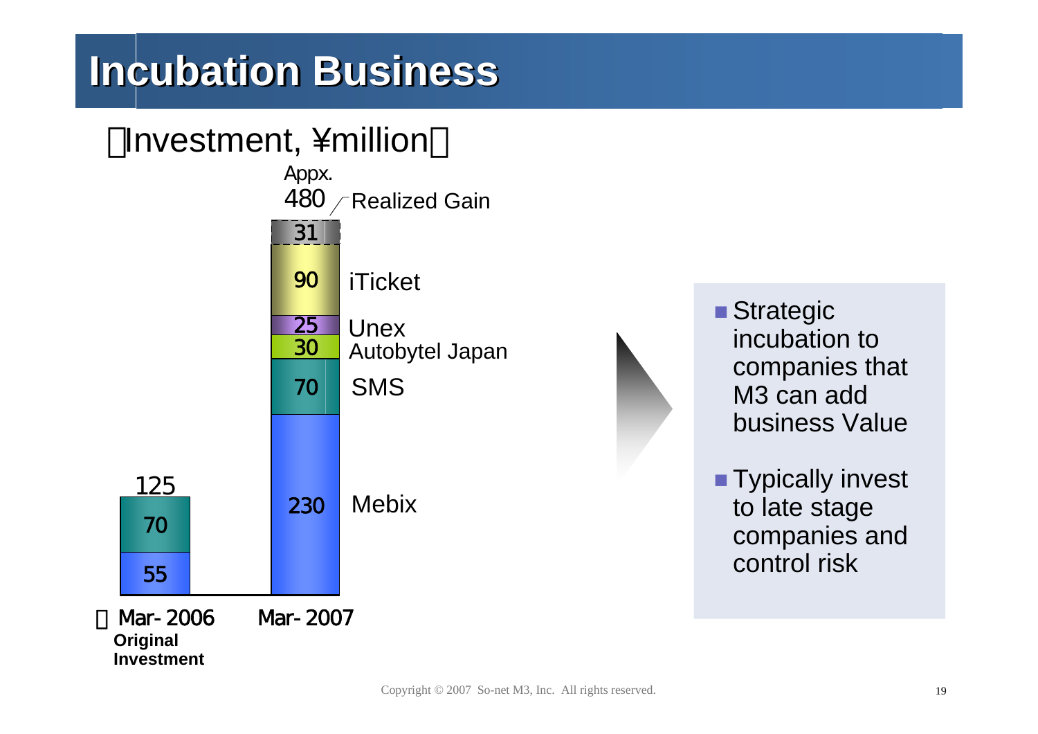# Incubation Business

【Investment, ¥million】

| | Mar-2006 Original Investment | Mar-2007 |
|---|---|---|
| Realized Gain | | 31 |
| iTicket | | 90 |
| Unex | | 25 |
| Autobytel Japan | | 30 |
| SMS | 70 | 70 |
| Mebix | 55 | 230 |
| Total | 125 | Appx. 480 |

- Strategic incubation to companies that M3 can add business Value
- Typically invest to late stage companies and control risk

Copyright © 2007 So-net M3, Inc. All rights reserved.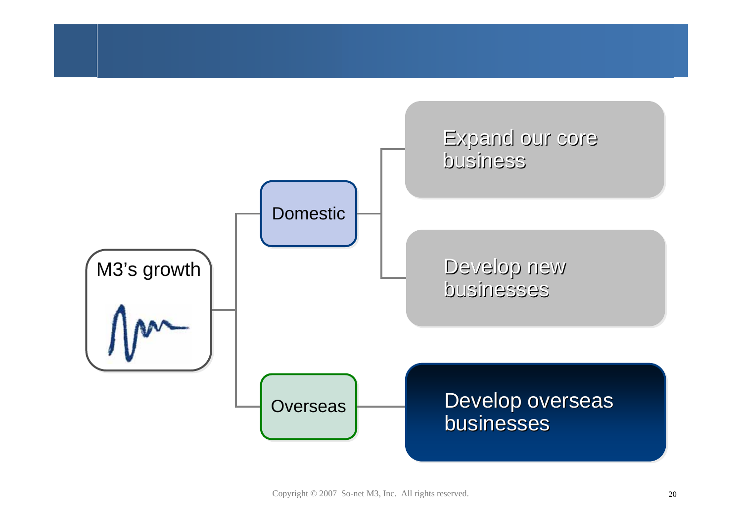M3's growth

- Domestic
  - Expand our core business
  - Develop new businesses
- Overseas
  - Develop overseas businesses

Copyright © 2007 So-net M3, Inc. All rights reserved.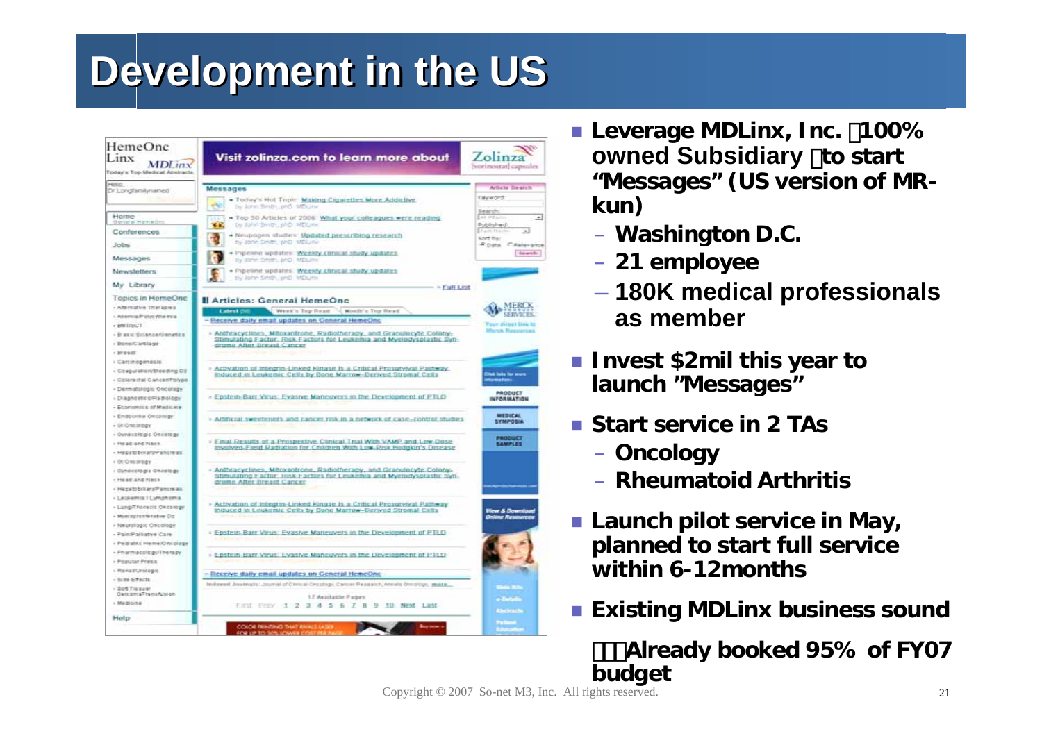# Development in the US

- **Leverage MDLinx, Inc. （100% owned Subsidiary）to start "Messages" (US version of MR-kun)**
  - **Washington D.C.**
  - **21 employee**
  - **180K medical professionals as member**
- **Invest $2mil this year to launch "Messages"**
- **Start service in 2 TAs**
  - **Oncology**
  - **Rheumatoid Arthritis**
- **Launch pilot service in May, planned to start full service within 6-12months**
- **Existing MDLinx business sound**

  **Already booked 95% of FY07 budget**

Copyright © 2007 So-net M3, Inc. All rights reserved.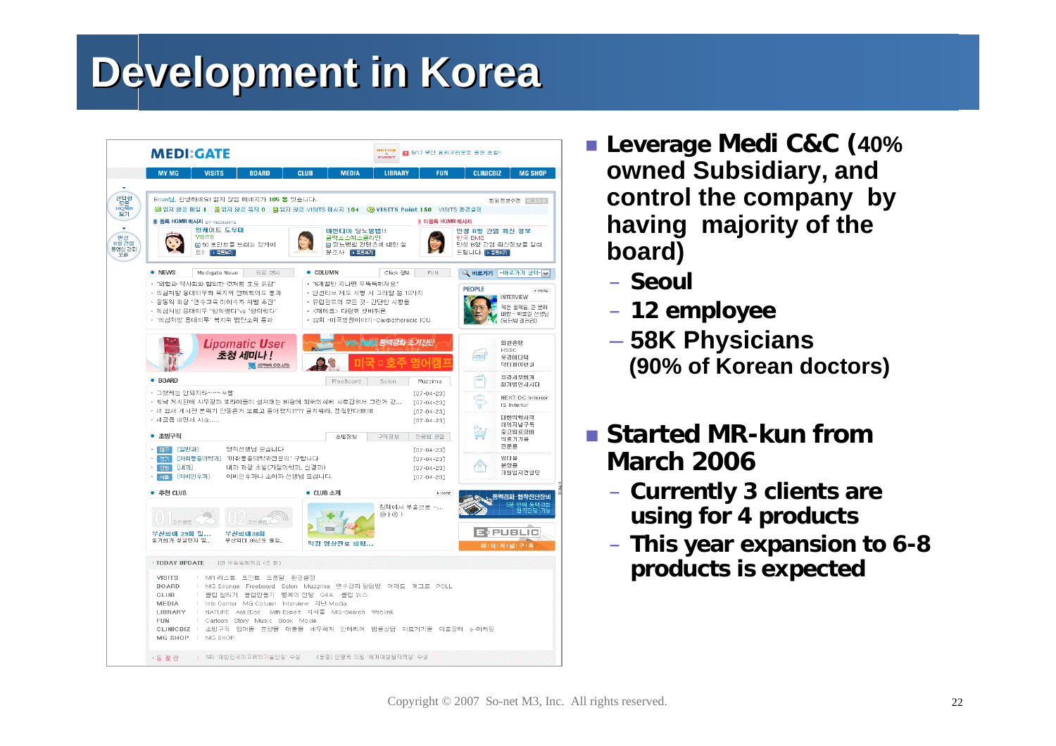# Development in Korea

- **Leverage Medi C&C (40% owned Subsidiary, and control the company by having majority of the board)**
  - **Seoul**
  - **12 employee**
  - **58K Physicians (90% of Korean doctors)**
- **Started MR-kun from March 2006**
  - **Currently 3 clients are using for 4 products**
  - **This year expansion to 6-8 products is expected**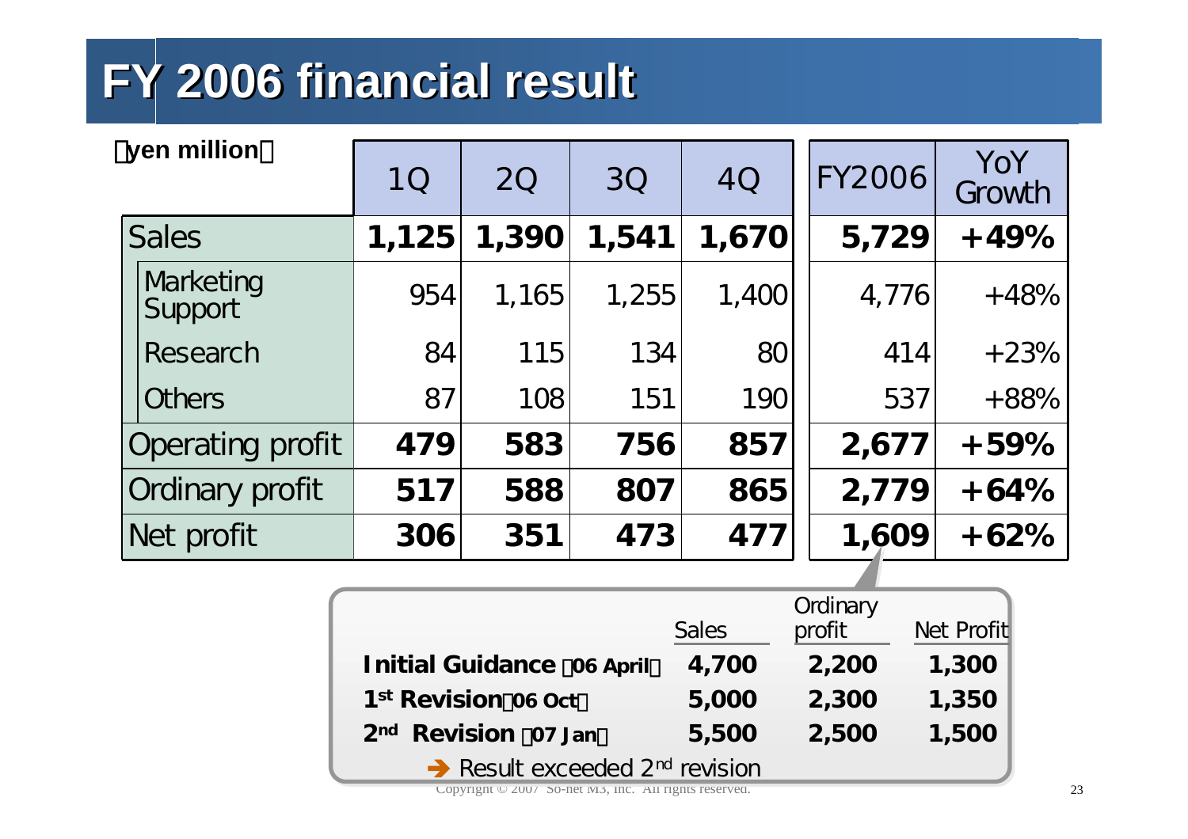# FY 2006 financial result

（yen million）

| | 1Q | 2Q | 3Q | 4Q | FY2006 | YoY Growth |
|---|---|---|---|---|---|---|
| **Sales** | **1,125** | **1,390** | **1,541** | **1,670** | **5,729** | **+49%** |
| Marketing Support | 954 | 1,165 | 1,255 | 1,400 | 4,776 | +48% |
| Research | 84 | 115 | 134 | 80 | 414 | +23% |
| Others | 87 | 108 | 151 | 190 | 537 | +88% |
| **Operating profit** | **479** | **583** | **756** | **857** | **2,677** | **+59%** |
| **Ordinary profit** | **517** | **588** | **807** | **865** | **2,779** | **+64%** |
| **Net profit** | **306** | **351** | **473** | **477** | **1,609** | **+62%** |

| | Sales | Ordinary profit | Net Profit |
|---|---|---|---|
| **Initial Guidance（06 April）** | **4,700** | **2,200** | **1,300** |
| **1st Revision（06 Oct）** | **5,000** | **2,300** | **1,350** |
| **2nd Revision（07 Jan）** | **5,500** | **2,500** | **1,500** |

→ Result exceeded 2nd revision

Copyright © 2007 So-net M3, Inc. All rights reserved.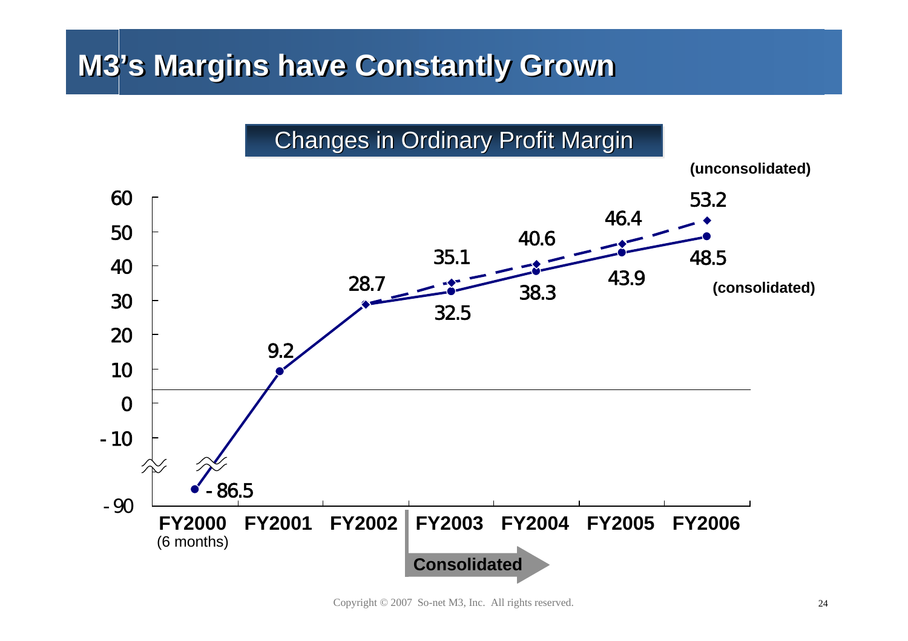# M3's Margins have Constantly Grown

## Changes in Ordinary Profit Margin

| | FY2000 (6 months) | FY2001 | FY2002 | FY2003 | FY2004 | FY2005 | FY2006 |
|---|---|---|---|---|---|---|---|
| Unconsolidated | -86.5 | 9.2 | 28.7 | 35.1 | 40.6 | 46.4 | 53.2 |
| Consolidated | | | | 32.5 | 38.3 | 43.9 | 48.5 |

Consolidated (from FY2003)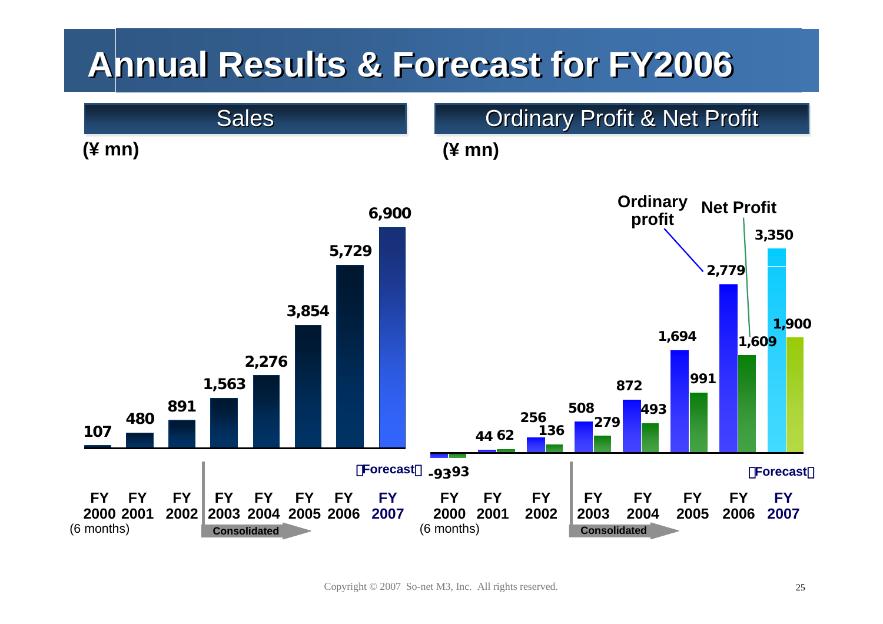# Annual Results & Forecast for FY2006

## Sales

(¥ mn)

| | FY 2000 (6 months) | FY 2001 | FY 2002 | FY 2003 | FY 2004 | FY 2005 | FY 2006 | FY 2007 【Forecast】 |
|---|---|---|---|---|---|---|---|---|
| Sales | 107 | 480 | 891 | 1,563 | 2,276 | 3,854 | 5,729 | 6,900 |

Consolidated (from FY2003)

## Ordinary Profit & Net Profit

(¥ mn)

| | FY 2000 (6 months) | FY 2001 | FY 2002 | FY 2003 | FY 2004 | FY 2005 | FY 2006 | FY 2007 【Forecast】 |
|---|---|---|---|---|---|---|---|---|
| Ordinary profit | -93 | 44 | 256 | 508 | 872 | 1,694 | 2,779 | 3,350 |
| Net Profit | -93 | 62 | 136 | 279 | 493 | 991 | 1,609 | 1,900 |

Consolidated (from FY2003)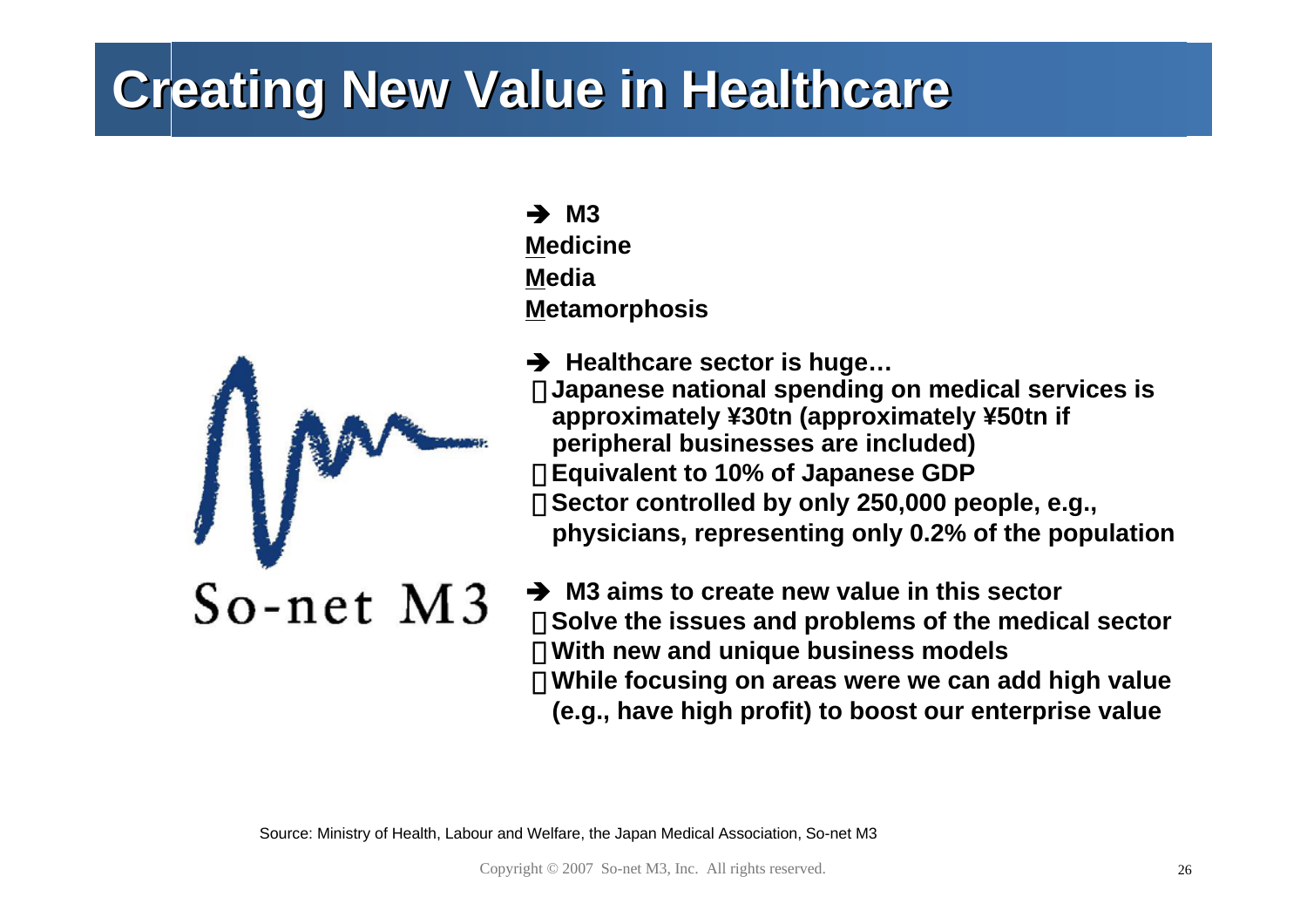# Creating New Value in Healthcare

So-net M3

➔ **M3**

**Medicine**

**Media**

**Metamorphosis**

➔ **Healthcare sector is huge…**

- **Japanese national spending on medical services is approximately ¥30tn (approximately ¥50tn if peripheral businesses are included)**
- **Equivalent to 10% of Japanese GDP**
- **Sector controlled by only 250,000 people, e.g., physicians, representing only 0.2% of the population**

➔ **M3 aims to create new value in this sector**

- **Solve the issues and problems of the medical sector**
- **With new and unique business models**
- **While focusing on areas were we can add high value (e.g., have high profit) to boost our enterprise value**

Source: Ministry of Health, Labour and Welfare, the Japan Medical Association, So-net M3

Copyright © 2007 So-net M3, Inc. All rights reserved.